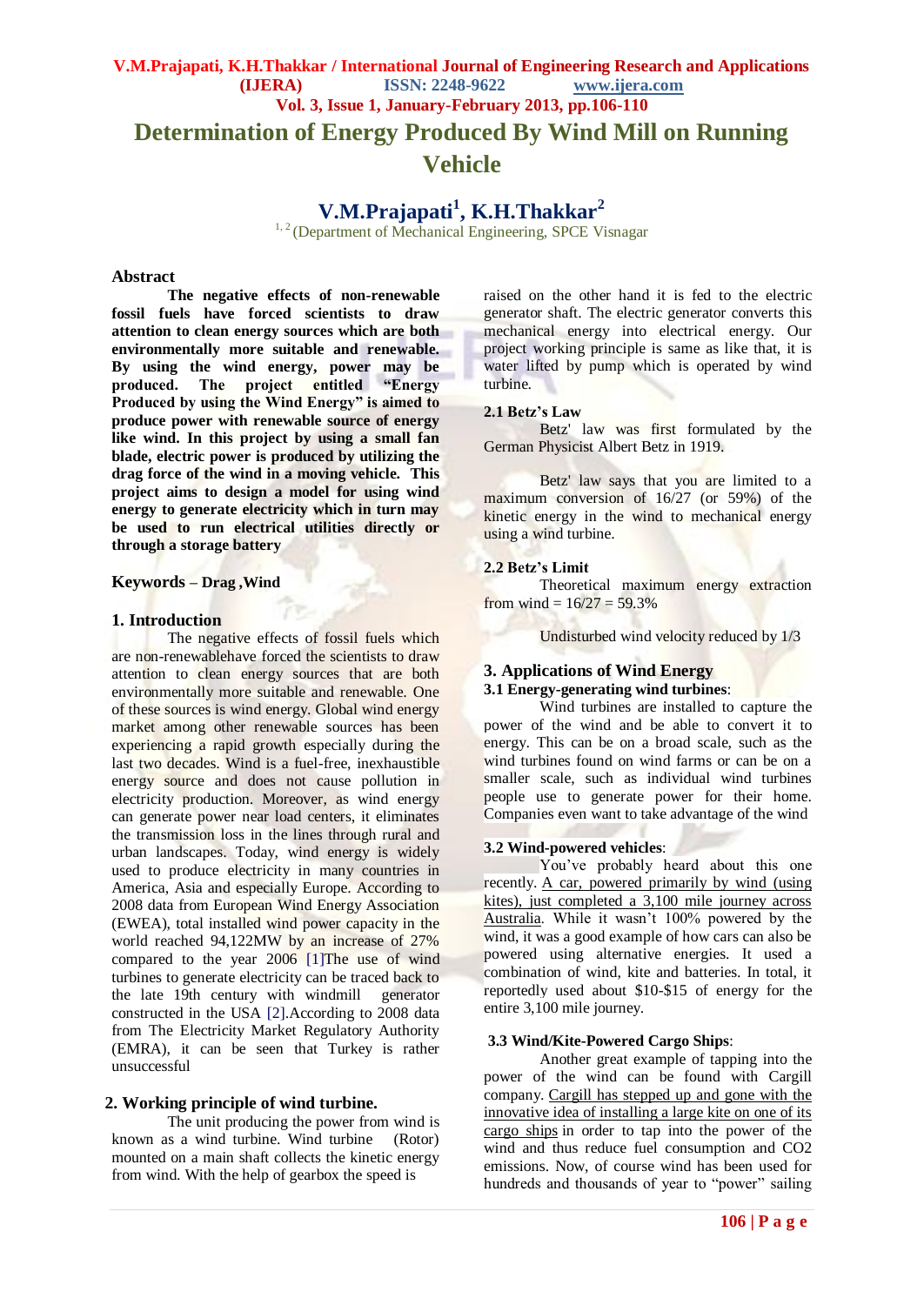# Determination of Energy Produced By Wind Mill on Running Vehicle

**V.M.Prajapati[1], K.H.Thakkar[2]**

[1, 2] (Department of Mechanical Engineering, SPCE Visnagar

## Abstract

**The negative effects of non-renewable fossil fuels have forced scientists to draw attention to clean energy sources which are both environmentally more suitable and renewable. By using the wind energy, power may be produced. The project entitled "Energy Produced by using the Wind Energy" is aimed to produce power with renewable source of energy like wind. In this project by using a small fan blade, electric power is produced by utilizing the drag force of the wind in a moving vehicle. This project aims to design a model for using wind energy to generate electricity which in turn may be used to run electrical utilities directly or through a storage battery**

**Keywords – Drag ,Wind**

## 1. Introduction

The negative effects of fossil fuels which are non-renewablehave forced the scientists to draw attention to clean energy sources that are both environmentally more suitable and renewable. One of these sources is wind energy. Global wind energy market among other renewable sources has been experiencing a rapid growth especially during the last two decades. Wind is a fuel-free, inexhaustible energy source and does not cause pollution in electricity production. Moreover, as wind energy can generate power near load centers, it eliminates the transmission loss in the lines through rural and urban landscapes. Today, wind energy is widely used to produce electricity in many countries in America, Asia and especially Europe. According to 2008 data from European Wind Energy Association (EWEA), total installed wind power capacity in the world reached 94,122MW by an increase of 27% compared to the year 2006 [1]The use of wind turbines to generate electricity can be traced back to the late 19th century with windmill generator constructed in the USA [2].According to 2008 data from The Electricity Market Regulatory Authority (EMRA), it can be seen that Turkey is rather unsuccessful

## 2. Working principle of wind turbine.

The unit producing the power from wind is known as a wind turbine. Wind turbine (Rotor) mounted on a main shaft collects the kinetic energy from wind. With the help of gearbox the speed is raised on the other hand it is fed to the electric generator shaft. The electric generator converts this mechanical energy into electrical energy. Our project working principle is same as like that, it is water lifted by pump which is operated by wind turbine.

### 2.1 Betz's Law

Betz' law was first formulated by the German Physicist Albert Betz in 1919.

Betz' law says that you are limited to a maximum conversion of 16/27 (or 59%) of the kinetic energy in the wind to mechanical energy using a wind turbine.

### 2.2 Betz's Limit

Theoretical maximum energy extraction from wind = 16/27 = 59.3%

Undisturbed wind velocity reduced by 1/3

## 3. Applications of Wind Energy

### 3.1 Energy-generating wind turbines:

Wind turbines are installed to capture the power of the wind and be able to convert it to energy. This can be on a broad scale, such as the wind turbines found on wind farms or can be on a smaller scale, such as individual wind turbines people use to generate power for their home. Companies even want to take advantage of the wind

### 3.2 Wind-powered vehicles:

You've probably heard about this one recently. A car, powered primarily by wind (using kites), just completed a 3,100 mile journey across Australia. While it wasn't 100% powered by the wind, it was a good example of how cars can also be powered using alternative energies. It used a combination of wind, kite and batteries. In total, it reportedly used about $10-$15 of energy for the entire 3,100 mile journey.

### 3.3 Wind/Kite-Powered Cargo Ships:

Another great example of tapping into the power of the wind can be found with Cargill company. Cargill has stepped up and gone with the innovative idea of installing a large kite on one of its cargo ships in order to tap into the power of the wind and thus reduce fuel consumption and $CO_2$ emissions. Now, of course wind has been used for hundreds and thousands of year to "power" sailing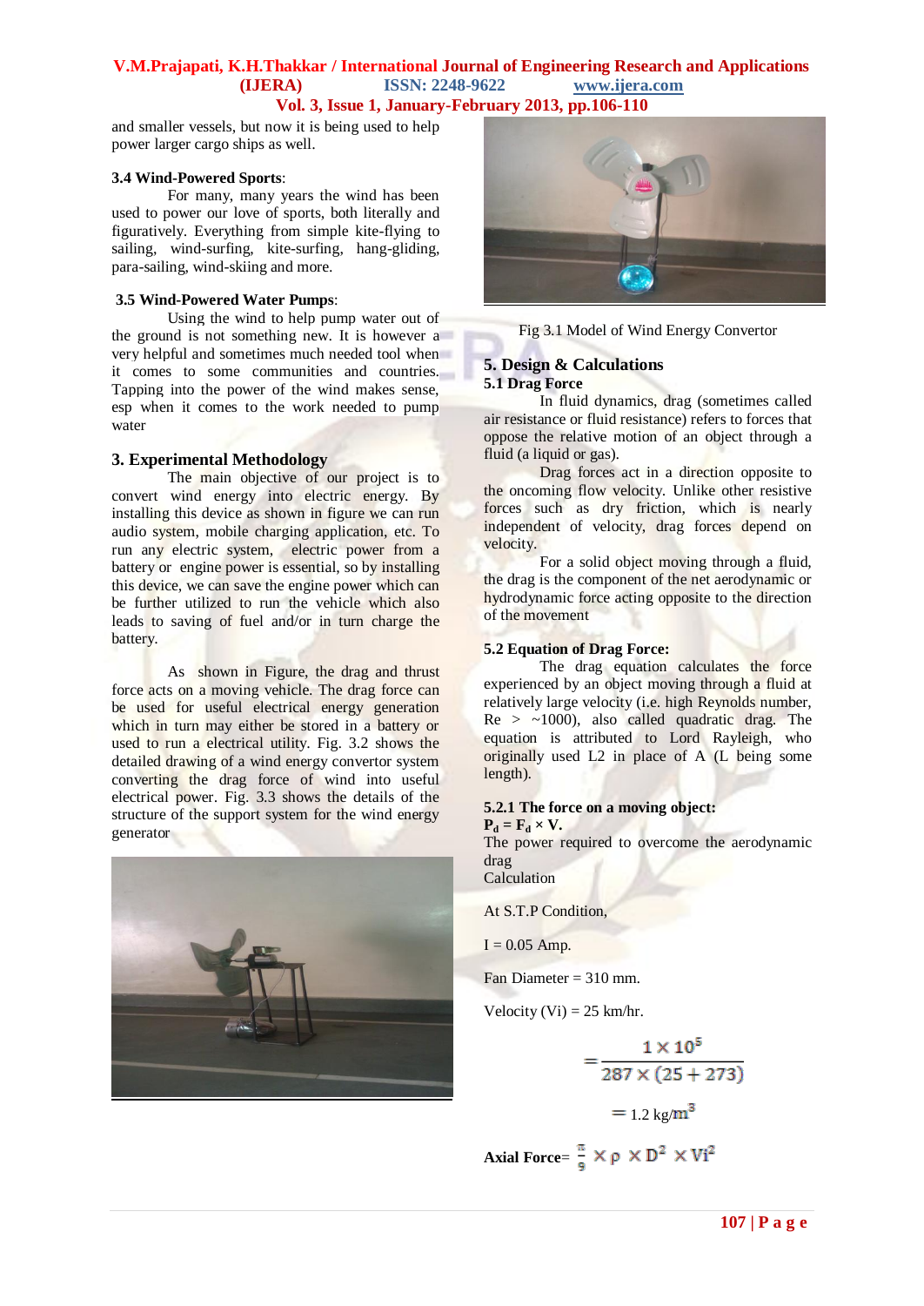and smaller vessels, but now it is being used to help power larger cargo ships as well.

### 3.4 Wind-Powered Sports:

For many, many years the wind has been used to power our love of sports, both literally and figuratively. Everything from simple kite-flying to sailing, wind-surfing, kite-surfing, hang-gliding, para-sailing, wind-skiing and more.

### 3.5 Wind-Powered Water Pumps:

Using the wind to help pump water out of the ground is not something new. It is however a very helpful and sometimes much needed tool when it comes to some communities and countries. Tapping into the power of the wind makes sense, esp when it comes to the work needed to pump water

## 3. Experimental Methodology

The main objective of our project is to convert wind energy into electric energy. By installing this device as shown in figure we can run audio system, mobile charging application, etc. To run any electric system, electric power from a battery or engine power is essential, so by installing this device, we can save the engine power which can be further utilized to run the vehicle which also leads to saving of fuel and/or in turn charge the battery.

As shown in Figure, the drag and thrust force acts on a moving vehicle. The drag force can be used for useful electrical energy generation which in turn may either be stored in a battery or used to run a electrical utility. Fig. 3.2 shows the detailed drawing of a wind energy convertor system converting the drag force of wind into useful electrical power. Fig. 3.3 shows the details of the structure of the support system for the wind energy generator

Fig 3.1 Model of Wind Energy Convertor

## 5. Design & Calculations

### 5.1 Drag Force

In fluid dynamics, drag (sometimes called air resistance or fluid resistance) refers to forces that oppose the relative motion of an object through a fluid (a liquid or gas).

Drag forces act in a direction opposite to the oncoming flow velocity. Unlike other resistive forces such as dry friction, which is nearly independent of velocity, drag forces depend on velocity.

For a solid object moving through a fluid, the drag is the component of the net aerodynamic or hydrodynamic force acting opposite to the direction of the movement

### 5.2 Equation of Drag Force:

The drag equation calculates the force experienced by an object moving through a fluid at relatively large velocity (i.e. high Reynolds number, Re > ~1000), also called quadratic drag. The equation is attributed to Lord Rayleigh, who originally used L2 in place of A (L being some length).

### 5.2.1 The force on a moving object:

$P_d = F_d \times V.$

The power required to overcome the aerodynamic drag

Calculation

At S.T.P Condition,

I = 0.05 Amp.

Fan Diameter = 310 mm.

Velocity (Vi) = 25 km/hr.

$$= \frac{1 \times 10^5}{287 \times (25 + 273)}$$

$$= 1.2 \text{ kg/m}^3$$

**Axial Force**= $\frac{\pi}{9} \times \rho \times D^2 \times Vi^2$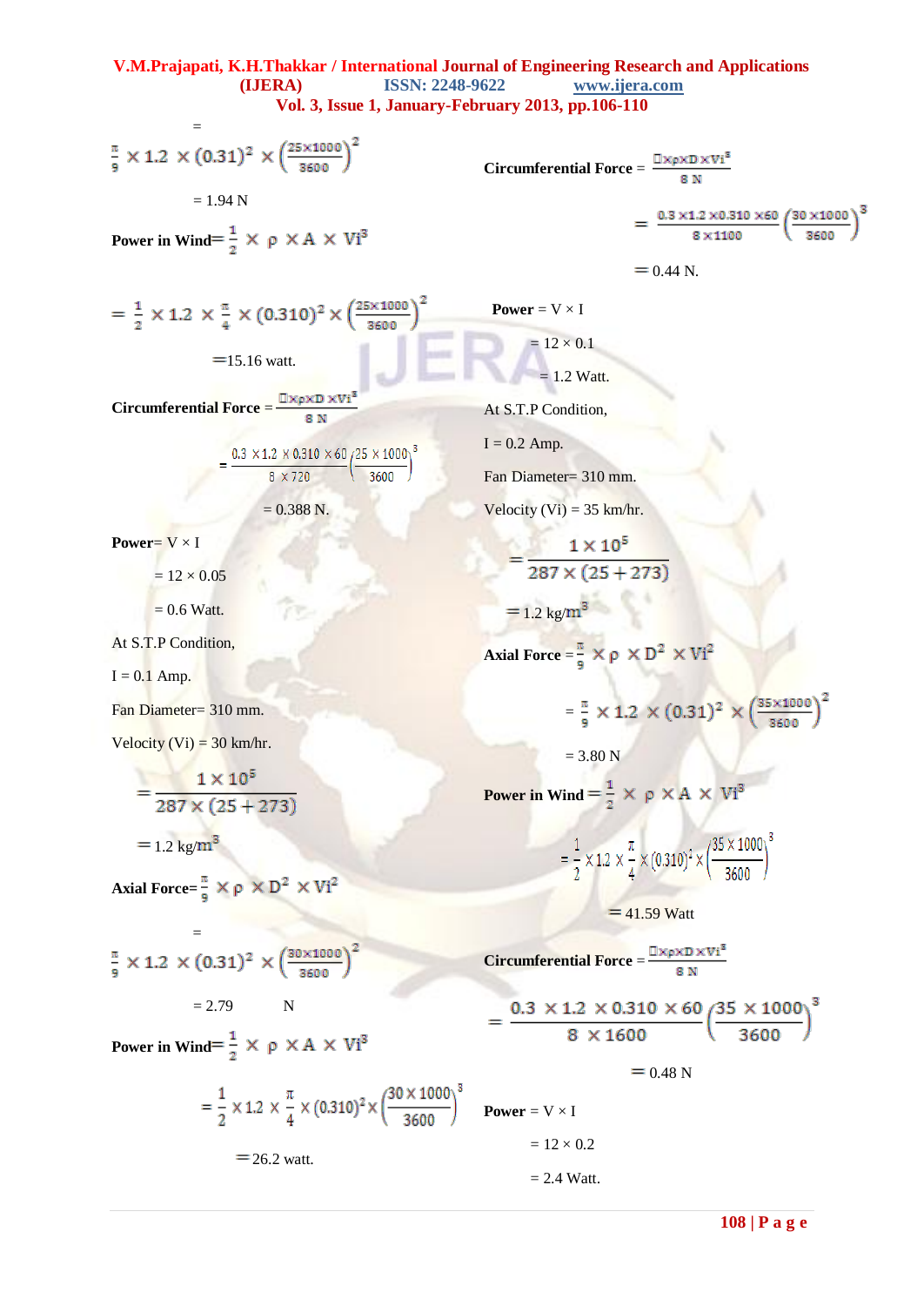$$= \frac{\pi}{9} \times 1.2 \times (0.31)^2 \times \left(\frac{25\times1000}{3600}\right)^2$$

= 1.94 N

**Power in Wind**$= \frac{1}{2} \times \rho \times A \times Vi^3$

$$= \frac{1}{2} \times 1.2 \times \frac{\pi}{4} \times (0.310)^2 \times \left(\frac{25\times1000}{3600}\right)^2$$

= 15.16 watt.

**Circumferential Force** $= \frac{\square \times \rho \times D \times Vi^3}{8\ N}$

$$= \frac{0.3 \times 1.2 \times 0.310 \times 60}{8 \times 720}\left(\frac{25 \times 1000}{3600}\right)^3$$

= 0.388 N.

**Power**= V × I

= 12 × 0.05

= 0.6 Watt.

At S.T.P Condition,

I = 0.1 Amp.

Fan Diameter= 310 mm.

Velocity (Vi) = 30 km/hr.

$$= \frac{1 \times 10^5}{287 \times (25 + 273)}$$

= 1.2 kg/m$^3$

**Axial Force**$= \frac{\pi}{9} \times \rho \times D^2 \times Vi^2$

$$= \frac{\pi}{9} \times 1.2 \times (0.31)^2 \times \left(\frac{30\times1000}{3600}\right)^2$$

= 2.79 N

**Power in Wind**$= \frac{1}{2} \times \rho \times A \times Vi^3$

$$= \frac{1}{2} \times 1.2 \times \frac{\pi}{4} \times (0.310)^2 \times \left(\frac{30 \times 1000}{3600}\right)^3$$

= 26.2 watt.

**Circumferential Force** $= \frac{\square \times \rho \times D \times Vi^3}{8\ N}$

$$= \frac{0.3 \times 1.2 \times 0.310 \times 60}{8 \times 1100}\left(\frac{30 \times 1000}{3600}\right)^3$$

= 0.44 N.

**Power** = V × I

= 12 × 0.1

= 1.2 Watt.

At S.T.P Condition,

I = 0.2 Amp.

Fan Diameter= 310 mm.

Velocity (Vi) = 35 km/hr.

$$= \frac{1 \times 10^5}{287 \times (25 + 273)}$$

= 1.2 kg/m$^3$

**Axial Force** $= \frac{\pi}{9} \times \rho \times D^2 \times Vi^2$

$$= \frac{\pi}{9} \times 1.2 \times (0.31)^2 \times \left(\frac{35\times1000}{3600}\right)^2$$

= 3.80 N

**Power in Wind**$= \frac{1}{2} \times \rho \times A \times Vi^3$

$$= \frac{1}{2} \times 1.2 \times \frac{\pi}{4} \times (0.310)^2 \times \left(\frac{35 \times 1000}{3600}\right)^3$$

= 41.59 Watt

**Circumferential Force** $= \frac{\square \times \rho \times D \times Vi^3}{8\ N}$

$$= \frac{0.3 \times 1.2 \times 0.310 \times 60}{8 \times 1600}\left(\frac{35 \times 1000}{3600}\right)^3$$

= 0.48 N

**Power** = V × I

= 12 × 0.2

= 2.4 Watt.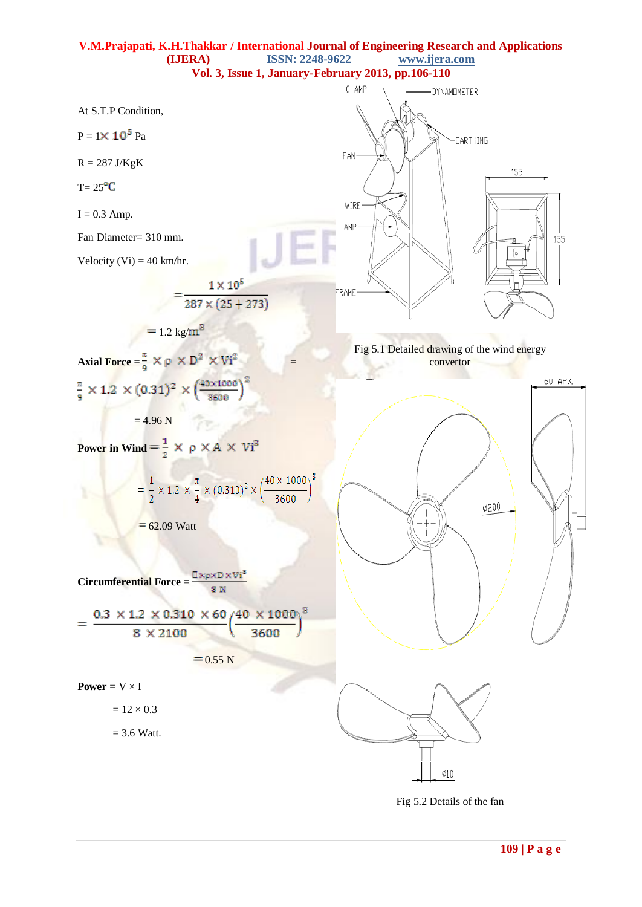At S.T.P Condition,

$P = 1 \times 10^5$ Pa

$R = 287$ J/KgK

$T = 25°C$

$I = 0.3$ Amp.

Fan Diameter= 310 mm.

Velocity (Vi) = 40 km/hr.

$$= \frac{1 \times 10^5}{287 \times (25 + 273)}$$

$$= 1.2 \text{ kg/m}^3$$

**Axial Force** $= \frac{\pi}{9} \times \rho \times D^2 \times Vi^2$ =

$$\frac{\pi}{9} \times 1.2 \times (0.31)^2 \times \left(\frac{40 \times 1000}{3600}\right)^2$$

$= 4.96$ N

**Power in Wind** $= \frac{1}{2} \times \rho \times A \times Vi^3$

$$= \frac{1}{2} \times 1.2 \times \frac{\pi}{4} \times (0.310)^2 \times \left(\frac{40 \times 1000}{3600}\right)^3$$

$= 62.09$ Watt

**Circumferential Force** $= \frac{\square \times \rho \times D \times Vi^3}{8\ N}$

$$= \frac{0.3 \times 1.2 \times 0.310 \times 60}{8 \times 2100} \left(\frac{40 \times 1000}{3600}\right)^3$$

$= 0.55$ N

**Power** = V × I

= 12 × 0.3

= 3.6 Watt.

Fig 5.1 Detailed drawing of the wind energy convertor

Fig 5.2 Details of the fan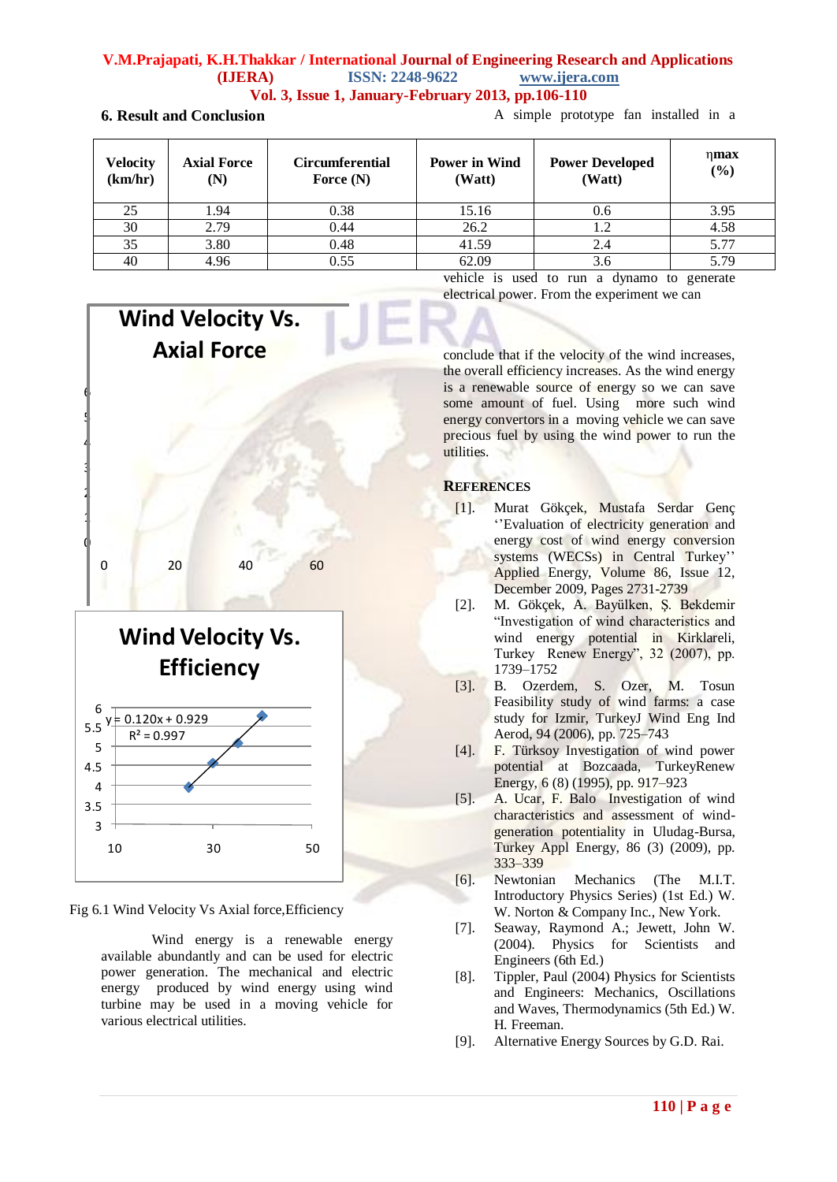## 6. Result and Conclusion

| Velocity (km/hr) | Axial Force (N) | Circumferential Force (N) | Power in Wind (Watt) | Power Developed (Watt) | ηmax (%) |
|---|---|---|---|---|---|
| 25 | 1.94 | 0.38 | 15.16 | 0.6 | 3.95 |
| 30 | 2.79 | 0.44 | 26.2 | 1.2 | 4.58 |
| 35 | 3.80 | 0.48 | 41.59 | 2.4 | 5.77 |
| 40 | 4.96 | 0.55 | 62.09 | 3.6 | 5.79 |

Wind Velocity Vs. Axial Force

Wind Velocity Vs. Efficiency

$y = 0.120x + 0.929$
$R^2 = 0.997$

Fig 6.1 Wind Velocity Vs Axial force,Efficiency

Wind energy is a renewable energy available abundantly and can be used for electric power generation. The mechanical and electric energy produced by wind energy using wind turbine may be used in a moving vehicle for various electrical utilities.

A simple prototype fan installed in a vehicle is used to run a dynamo to generate electrical power. From the experiment we can conclude that if the velocity of the wind increases, the overall efficiency increases. As the wind energy is a renewable source of energy so we can save some amount of fuel. Using more such wind energy convertors in a moving vehicle we can save precious fuel by using the wind power to run the utilities.

## References

[1]. Murat Gökçek, Mustafa Serdar Genç ''Evaluation of electricity generation and energy cost of wind energy conversion systems (WECSs) in Central Turkey'' Applied Energy, Volume 86, Issue 12, December 2009, Pages 2731-2739

[2]. M. Gökçek, A. Bayülken, Ş. Bekdemir "Investigation of wind characteristics and wind energy potential in Kirklareli, Turkey Renew Energy", 32 (2007), pp. 1739–1752

[3]. B. Ozerdem, S. Ozer, M. Tosun Feasibility study of wind farms: a case study for Izmir, TurkeyJ Wind Eng Ind Aerod, 94 (2006), pp. 725–743

[4]. F. Türksoy Investigation of wind power potential at Bozcaada, TurkeyRenew Energy, 6 (8) (1995), pp. 917–923

[5]. A. Ucar, F. Balo Investigation of wind characteristics and assessment of wind-generation potentiality in Uludag-Bursa, Turkey Appl Energy, 86 (3) (2009), pp. 333–339

[6]. Newtonian Mechanics (The M.I.T. Introductory Physics Series) (1st Ed.) W. W. Norton & Company Inc., New York.

[7]. Seaway, Raymond A.; Jewett, John W. (2004). Physics for Scientists and Engineers (6th Ed.)

[8]. Tippler, Paul (2004) Physics for Scientists and Engineers: Mechanics, Oscillations and Waves, Thermodynamics (5th Ed.) W. H. Freeman.

[9]. Alternative Energy Sources by G.D. Rai.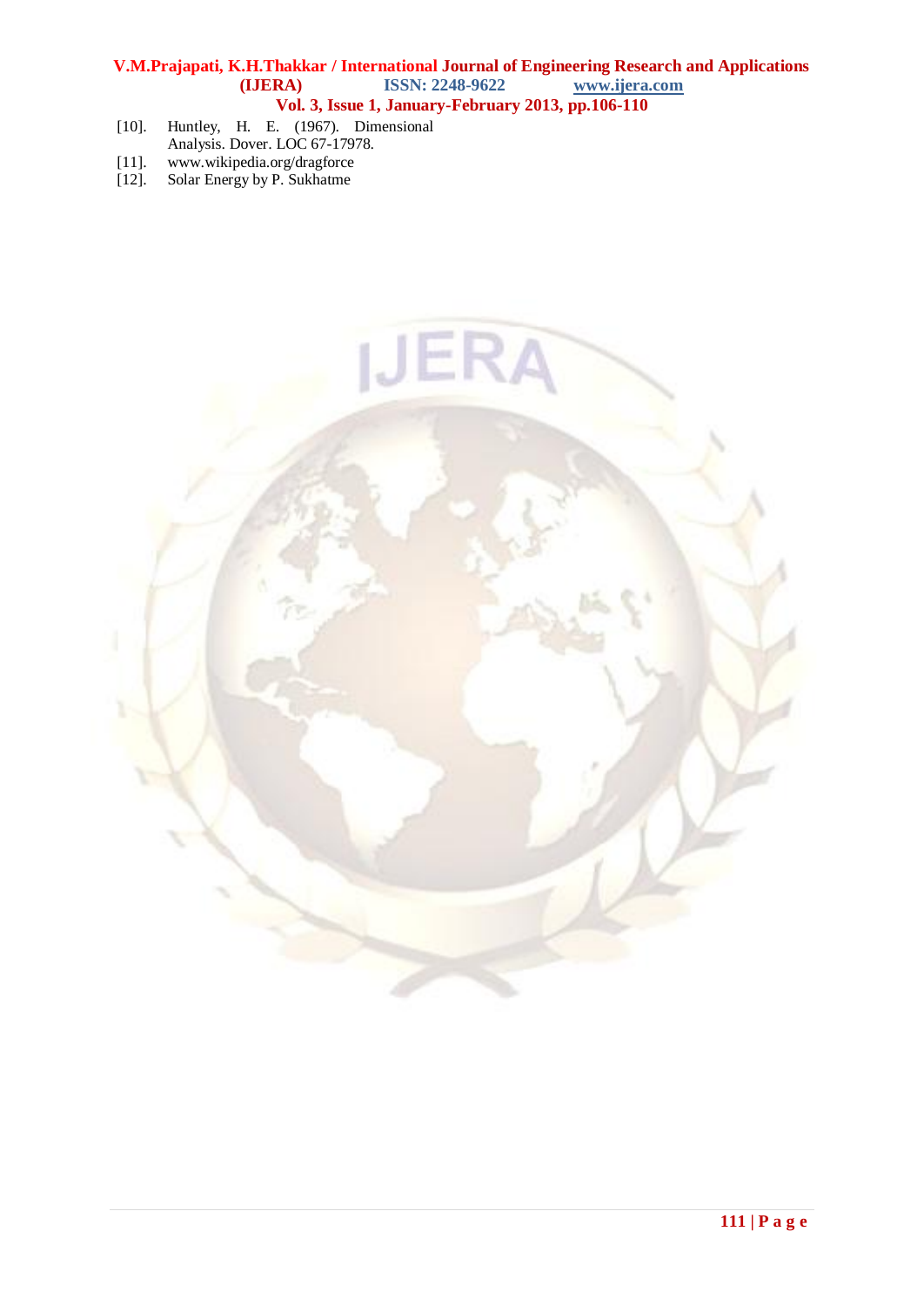[10]. Huntley, H. E. (1967). Dimensional Analysis. Dover. LOC 67-17978.

[11]. www.wikipedia.org/dragforce

[12]. Solar Energy by P. Sukhatme